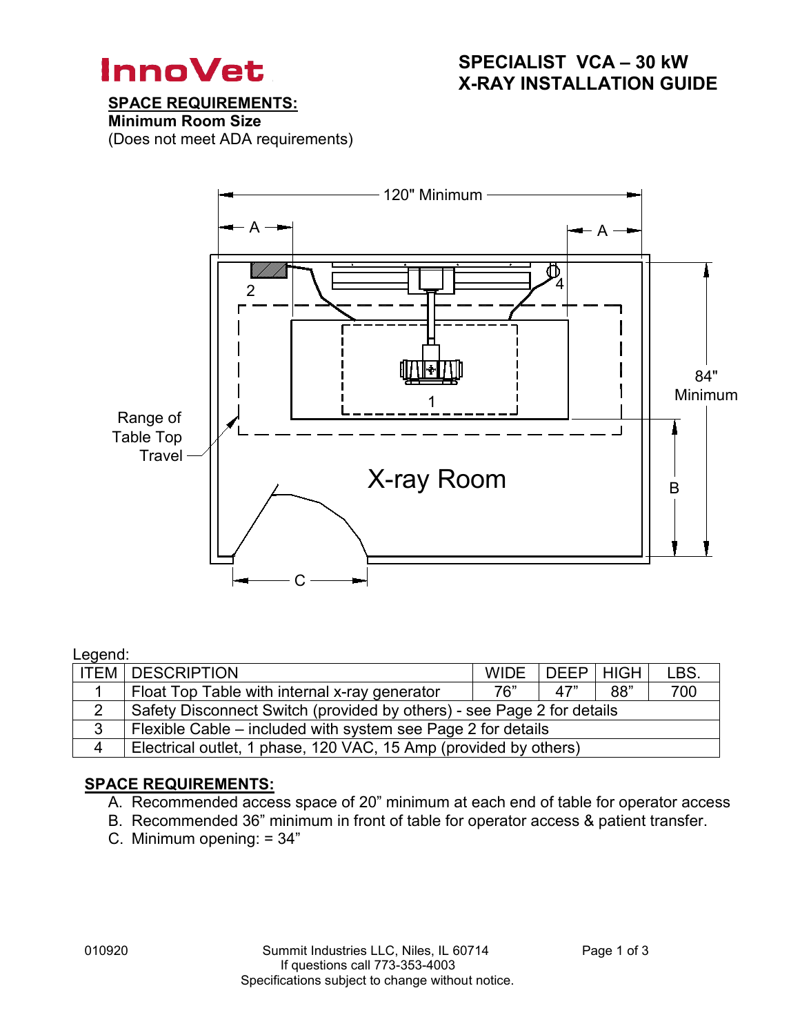InnoVet

# SPECIALIST VCA – 30 kW
# X-RAY INSTALLATION GUIDE

**SPACE REQUIREMENTS:**
**Minimum Room Size**
(Does not meet ADA requirements)

120" Minimum

A

A

2

4

1

84" Minimum

Range of Table Top Travel

X-ray Room

B

C

Legend:

| ITEM | DESCRIPTION | WIDE | DEEP | HIGH | LBS. |
|---|---|---|---|---|---|
| 1 | Float Top Table with internal x-ray generator | 76” | 47” | 88” | 700 |
| 2 | Safety Disconnect Switch (provided by others) - see Page 2 for details | | | | |
| 3 | Flexible Cable – included with system see Page 2 for details | | | | |
| 4 | Electrical outlet, 1 phase, 120 VAC, 15 Amp (provided by others) | | | | |

**SPACE REQUIREMENTS:**

A. Recommended access space of 20” minimum at each end of table for operator access
B. Recommended 36” minimum in front of table for operator access & patient transfer.
C. Minimum opening: = 34”

010920

Summit Industries LLC, Niles, IL 60714
If questions call 773-353-4003
Specifications subject to change without notice.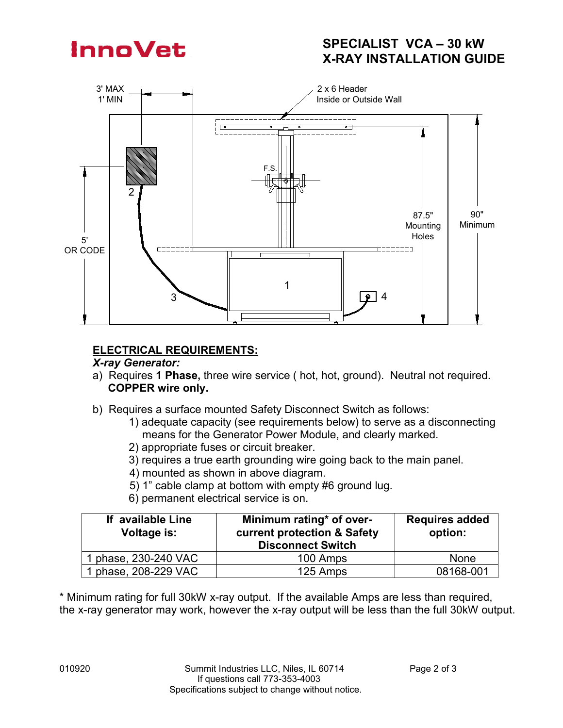InnoVet

# SPECIALIST VCA – 30 kW X-RAY INSTALLATION GUIDE

3' MAX
1' MIN

2 x 6 Header
Inside or Outside Wall

F.S.

87.5" Mounting Holes

90" Minimum

5' OR CODE

1 2 3 4

## ELECTRICAL REQUIREMENTS:

***X-ray Generator:***

a) Requires **1 Phase,** three wire service ( hot, hot, ground). Neutral not required. **COPPER wire only.**

b) Requires a surface mounted Safety Disconnect Switch as follows:
   1) adequate capacity (see requirements below) to serve as a disconnecting means for the Generator Power Module, and clearly marked.
   2) appropriate fuses or circuit breaker.
   3) requires a true earth grounding wire going back to the main panel.
   4) mounted as shown in above diagram.
   5) 1" cable clamp at bottom with empty #6 ground lug.
   6) permanent electrical service is on.

| If available Line Voltage is: | Minimum rating* of over-current protection & Safety Disconnect Switch | Requires added option: |
|---|---|---|
| 1 phase, 230-240 VAC | 100 Amps | None |
| 1 phase, 208-229 VAC | 125 Amps | 08168-001 |

* Minimum rating for full 30kW x-ray output. If the available Amps are less than required, the x-ray generator may work, however the x-ray output will be less than the full 30kW output.

010920

Summit Industries LLC, Niles, IL 60714
If questions call 773-353-4003
Specifications subject to change without notice.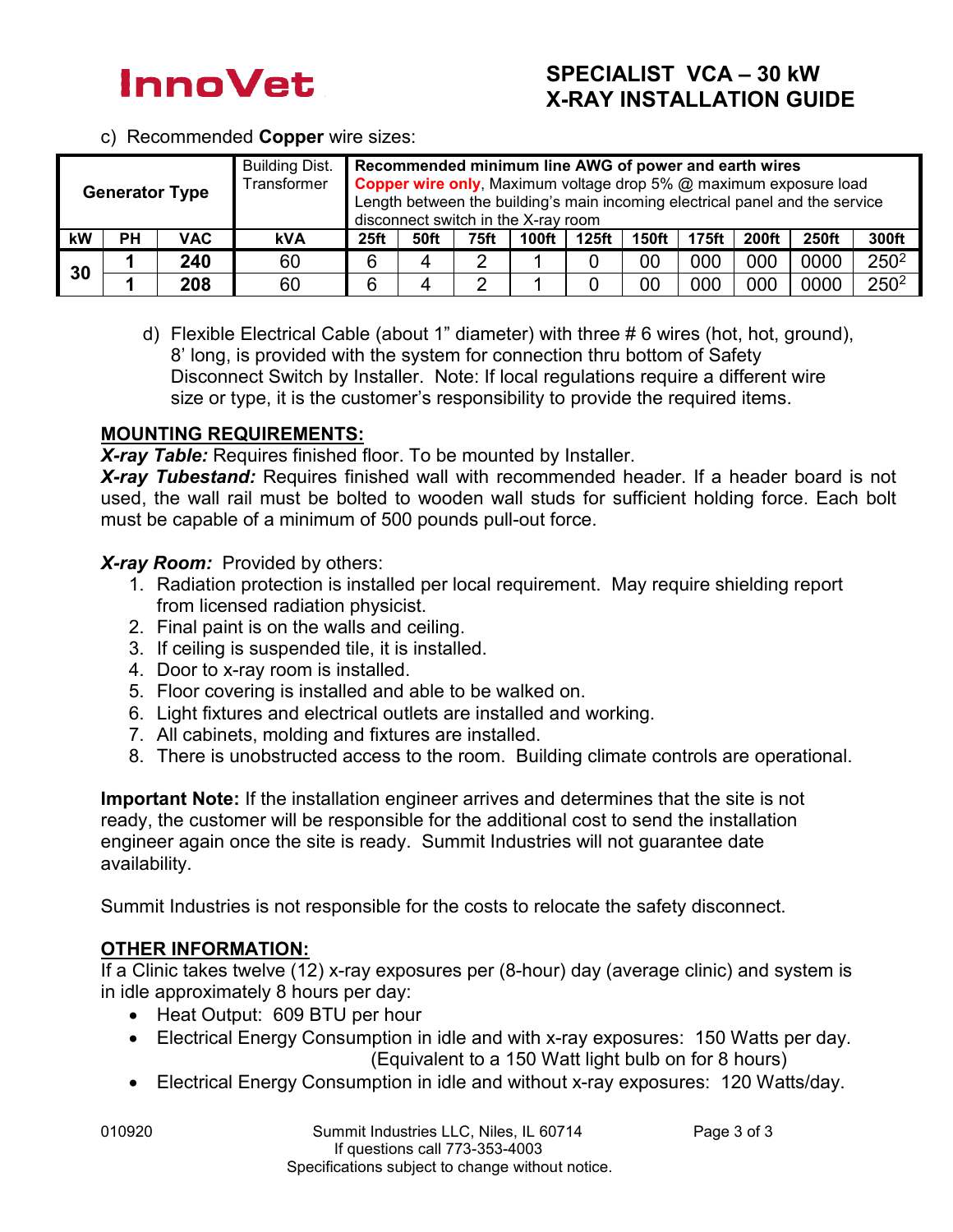c) Recommended **Copper** wire sizes:

| Generator Type | | | Building Dist. Transformer | **Recommended minimum line AWG of power and earth wires** **Copper wire only**, Maximum voltage drop 5% @ maximum exposure load Length between the building's main incoming electrical panel and the service disconnect switch in the X-ray room | | | | | | | | | |
|---|---|---|---|---|---|---|---|---|---|---|---|---|---|
| **kW** | **PH** | **VAC** | **kVA** | **25ft** | **50ft** | **75ft** | **100ft** | **125ft** | **150ft** | **175ft** | **200ft** | **250ft** | **300ft** |
| **30** | **1** | **240** | 60 | 6 | 4 | 2 | 1 | 0 | 00 | 000 | 000 | 0000 | $250^2$ |
| | **1** | **208** | 60 | 6 | 4 | 2 | 1 | 0 | 00 | 000 | 000 | 0000 | $250^2$ |

d) Flexible Electrical Cable (about 1" diameter) with three # 6 wires (hot, hot, ground), 8' long, is provided with the system for connection thru bottom of Safety Disconnect Switch by Installer. Note: If local regulations require a different wire size or type, it is the customer's responsibility to provide the required items.

## MOUNTING REQUIREMENTS:

***X-ray Table:*** Requires finished floor. To be mounted by Installer.
***X-ray Tubestand:*** Requires finished wall with recommended header. If a header board is not used, the wall rail must be bolted to wooden wall studs for sufficient holding force. Each bolt must be capable of a minimum of 500 pounds pull-out force.

***X-ray Room:*** Provided by others:

1. Radiation protection is installed per local requirement. May require shielding report from licensed radiation physicist.
2. Final paint is on the walls and ceiling.
3. If ceiling is suspended tile, it is installed.
4. Door to x-ray room is installed.
5. Floor covering is installed and able to be walked on.
6. Light fixtures and electrical outlets are installed and working.
7. All cabinets, molding and fixtures are installed.
8. There is unobstructed access to the room. Building climate controls are operational.

**Important Note:** If the installation engineer arrives and determines that the site is not ready, the customer will be responsible for the additional cost to send the installation engineer again once the site is ready. Summit Industries will not guarantee date availability.

Summit Industries is not responsible for the costs to relocate the safety disconnect.

## OTHER INFORMATION:

If a Clinic takes twelve (12) x-ray exposures per (8-hour) day (average clinic) and system is in idle approximately 8 hours per day:

- Heat Output: 609 BTU per hour
- Electrical Energy Consumption in idle and with x-ray exposures: 150 Watts per day. (Equivalent to a 150 Watt light bulb on for 8 hours)
- Electrical Energy Consumption in idle and without x-ray exposures: 120 Watts/day.

010920

Summit Industries LLC, Niles, IL 60714
If questions call 773-353-4003
Specifications subject to change without notice.